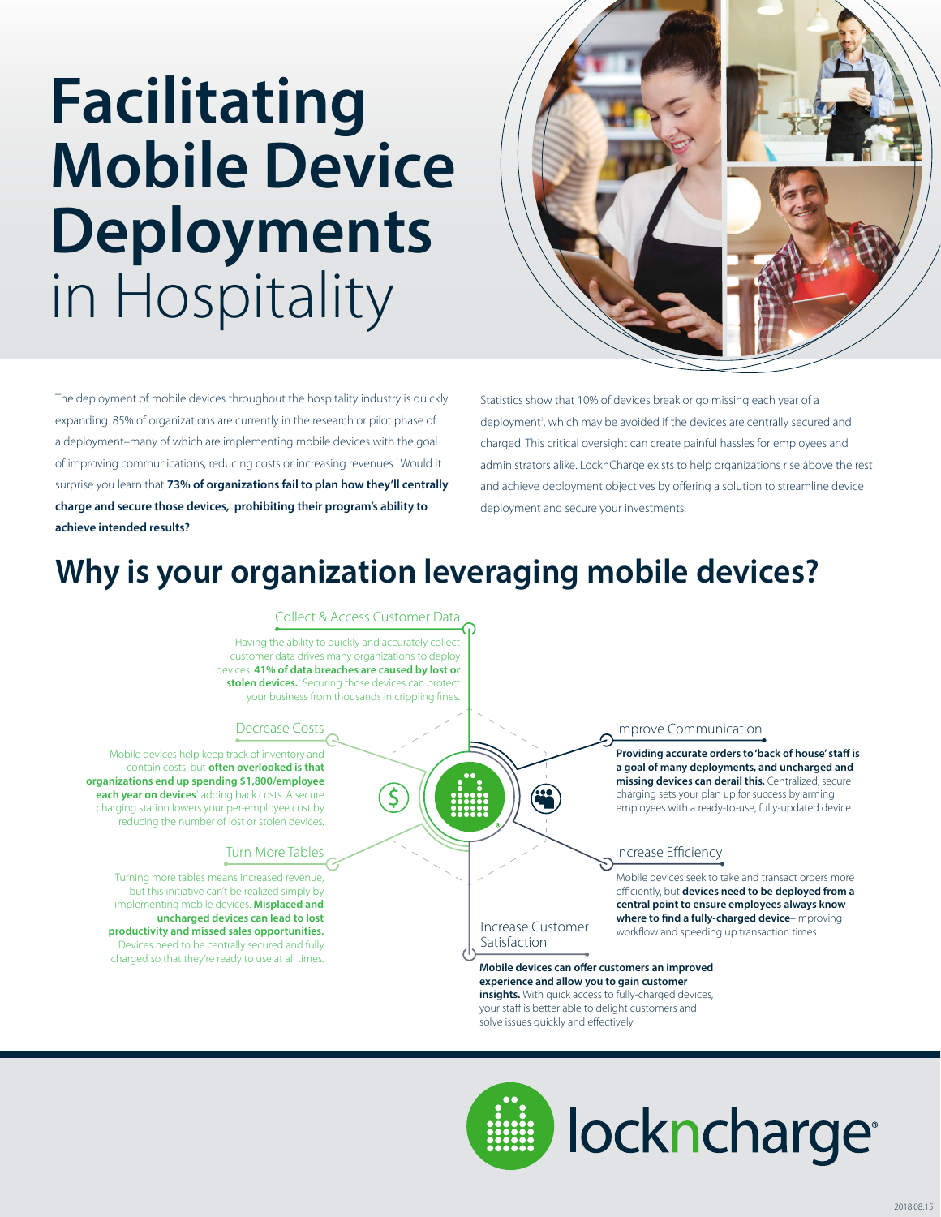# **Facilitating Mobile Device Deployments** in Hospitality

The deployment of mobile devices throughout the hospitality industry is quickly expanding. 85% of organizations are currently in the research or pilot phase of a deployment–many of which are implementing mobile devices with the goal of improving communications, reducing costs or increasing revenues.[1] Would it surprise you learn that **73% of organizations fail to plan how they'll centrally charge and secure those devices,[1] prohibiting their program's ability to achieve intended results?**

Statistics show that 10% of devices break or go missing each year of a deployment[1], which may be avoided if the devices are centrally secured and charged. This critical oversight can create painful hassles for employees and administrators alike. LocknCharge exists to help organizations rise above the rest and achieve deployment objectives by offering a solution to streamline device deployment and secure your investments.

## Why is your organization leveraging mobile devices?

### Collect & Access Customer Data

Having the ability to quickly and accurately collect customer data drives many organizations to deploy devices. **41% of data breaches are caused by lost or stolen devices.[2]** Securing those devices can protect your business from thousands in crippling fines.

### Decrease Costs

Mobile devices help keep track of inventory and contain costs, but **often overlooked is that organizations end up spending $1,800/employee each year on devices[1]** adding back costs. A secure charging station lowers your per-employee cost by reducing the number of lost or stolen devices.

### Turn More Tables

Turning more tables means increased revenue, but this initiative can't be realized simply by implementing mobile devices. **Misplaced and uncharged devices can lead to lost productivity and missed sales opportunities.** Devices need to be centrally secured and fully charged so that they're ready to use at all times.

### Improve Communication

**Providing accurate orders to 'back of house' staff is a goal of many deployments, and uncharged and missing devices can derail this.** Centralized, secure charging sets your plan up for success by arming employees with a ready-to-use, fully-updated device.

### Increase Efficiency

Mobile devices seek to take and transact orders more efficiently, but **devices need to be deployed from a central point to ensure employees always know where to find a fully-charged device**–improving workflow and speeding up transaction times.

### Increase Customer Satisfaction

**Mobile devices can offer customers an improved experience and allow you to gain customer insights.** With quick access to fully-charged devices, your staff is better able to delight customers and solve issues quickly and effectively.

lockncharge®

2018.08.15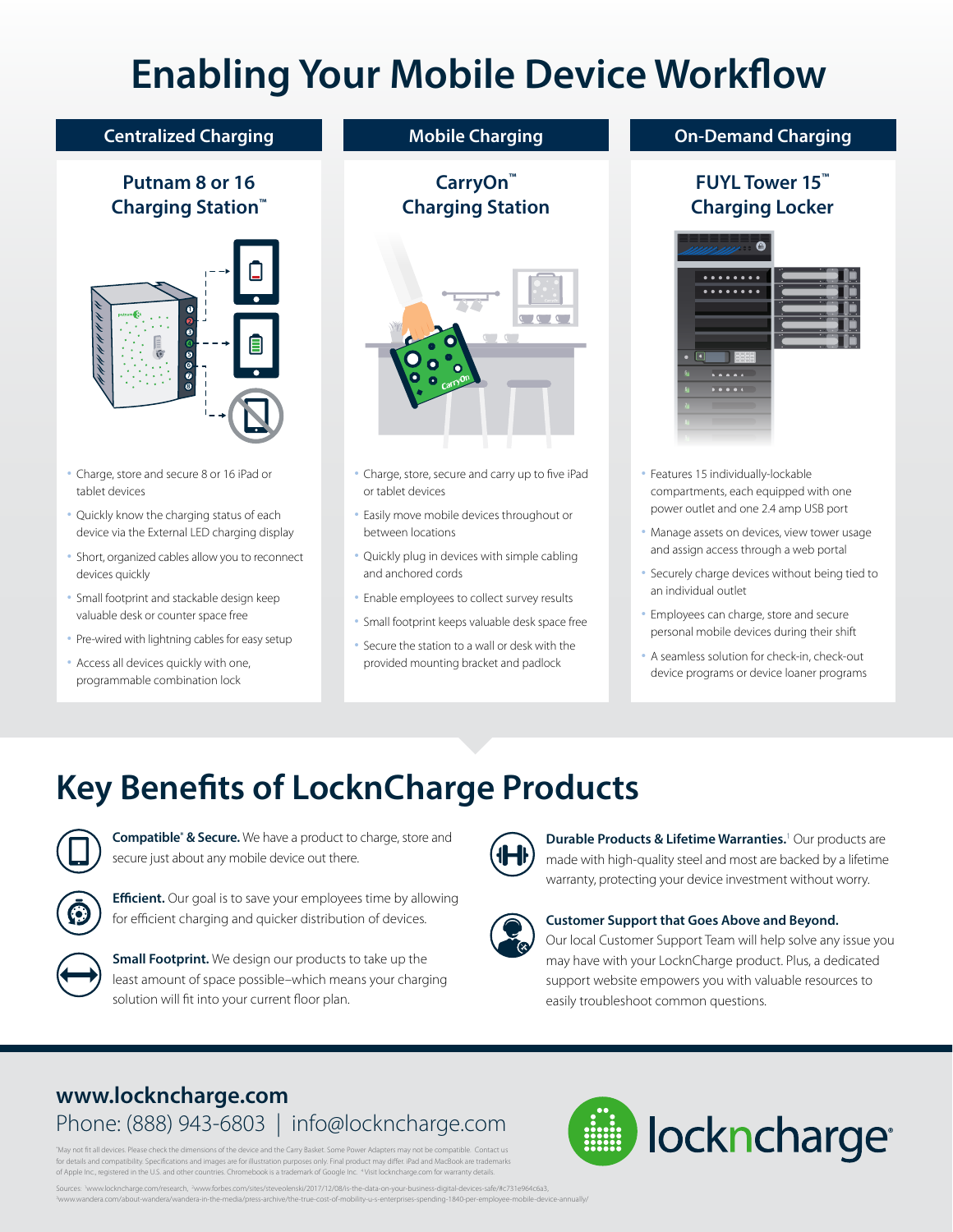# Enabling Your Mobile Device Workflow

## Centralized Charging

### Putnam 8 or 16 Charging Station™

- Charge, store and secure 8 or 16 iPad or tablet devices
- Quickly know the charging status of each device via the External LED charging display
- Short, organized cables allow you to reconnect devices quickly
- Small footprint and stackable design keep valuable desk or counter space free
- Pre-wired with lightning cables for easy setup
- Access all devices quickly with one, programmable combination lock

## Mobile Charging

### CarryOn™ Charging Station

- Charge, store, secure and carry up to five iPad or tablet devices
- Easily move mobile devices throughout or between locations
- Quickly plug in devices with simple cabling and anchored cords
- Enable employees to collect survey results
- Small footprint keeps valuable desk space free
- Secure the station to a wall or desk with the provided mounting bracket and padlock

## On-Demand Charging

### FUYL Tower 15™ Charging Locker

- Features 15 individually-lockable compartments, each equipped with one power outlet and one 2.4 amp USB port
- Manage assets on devices, view tower usage and assign access through a web portal
- Securely charge devices without being tied to an individual outlet
- Employees can charge, store and secure personal mobile devices during their shift
- A seamless solution for check-in, check-out device programs or device loaner programs

# Key Benefits of LocknCharge Products

**Compatible\* & Secure.** We have a product to charge, store and secure just about any mobile device out there.

**Efficient.** Our goal is to save your employees time by allowing for efficient charging and quicker distribution of devices.

**Small Footprint.** We design our products to take up the least amount of space possible–which means your charging solution will fit into your current floor plan.

**Durable Products & Lifetime Warranties.**[1] Our products are made with high-quality steel and most are backed by a lifetime warranty, protecting your device investment without worry.

**Customer Support that Goes Above and Beyond.** Our local Customer Support Team will help solve any issue you may have with your LocknCharge product. Plus, a dedicated support website empowers you with valuable resources to easily troubleshoot common questions.

## www.lockncharge.com

Phone: (888) 943-6803 | info@lockncharge.com

lockncharge

\*May not fit all devices. Please check the dimensions of the device and the Carry Basket. Some Power Adapters may not be compatible. Contact us for details and compatibility. Specifications and images are for illustration purposes only. Final product may differ. iPad and MacBook are trademarks of Apple Inc., registered in the U.S. and other countries. Chromebook is a trademark of Google Inc. [4] Visit lockncharge.com for warranty details.

Sources: [1]www.lockncharge.com/research, [2]www.forbes.com/sites/steveolenski/2017/12/08/is-the-data-on-your-business-digital-devices-safe/#c731e964c6a3, [3]www.wandera.com/about-wandera/wandera-in-the-media/press-archive/the-true-cost-of-mobility-u-s-enterprises-spending-1840-per-employee-mobile-device-annually/